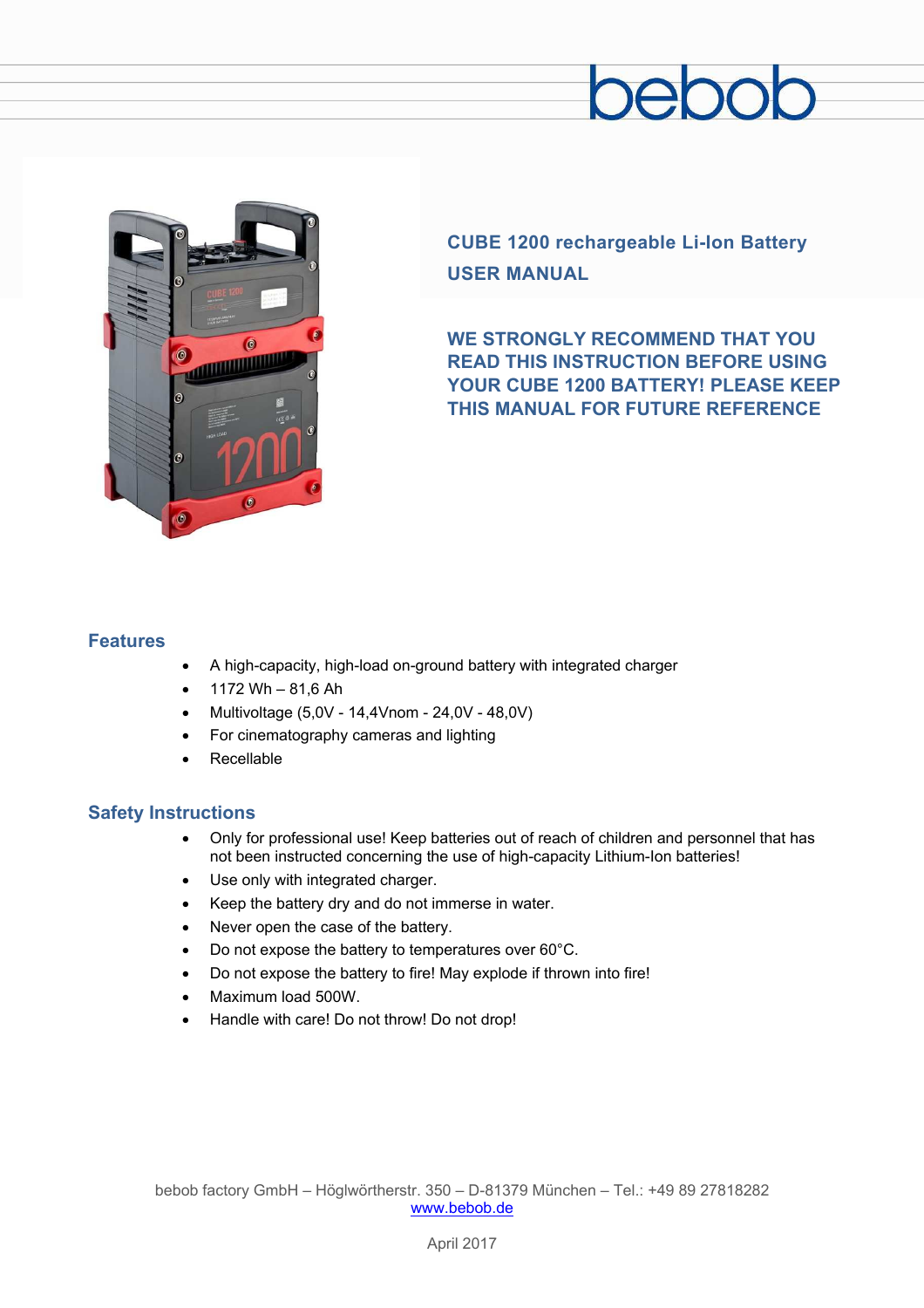bebob

# CUBE 1200 rechargeable Li-Ion Battery

# USER MANUAL

**WE STRONGLY RECOMMEND THAT YOU READ THIS INSTRUCTION BEFORE USING YOUR CUBE 1200 BATTERY! PLEASE KEEP THIS MANUAL FOR FUTURE REFERENCE**

## Features

- A high-capacity, high-load on-ground battery with integrated charger
- 1172 Wh – 81,6 Ah
- Multivoltage (5,0V - 14,4Vnom - 24,0V - 48,0V)
- For cinematography cameras and lighting
- Recellable

## Safety Instructions

- Only for professional use! Keep batteries out of reach of children and personnel that has not been instructed concerning the use of high-capacity Lithium-Ion batteries!
- Use only with integrated charger.
- Keep the battery dry and do not immerse in water.
- Never open the case of the battery.
- Do not expose the battery to temperatures over 60°C.
- Do not expose the battery to fire! May explode if thrown into fire!
- Maximum load 500W.
- Handle with care! Do not throw! Do not drop!

bebob factory GmbH – Höglwörtherstr. 350 – D-81379 München – Tel.: +49 89 27818282
www.bebob.de

April 2017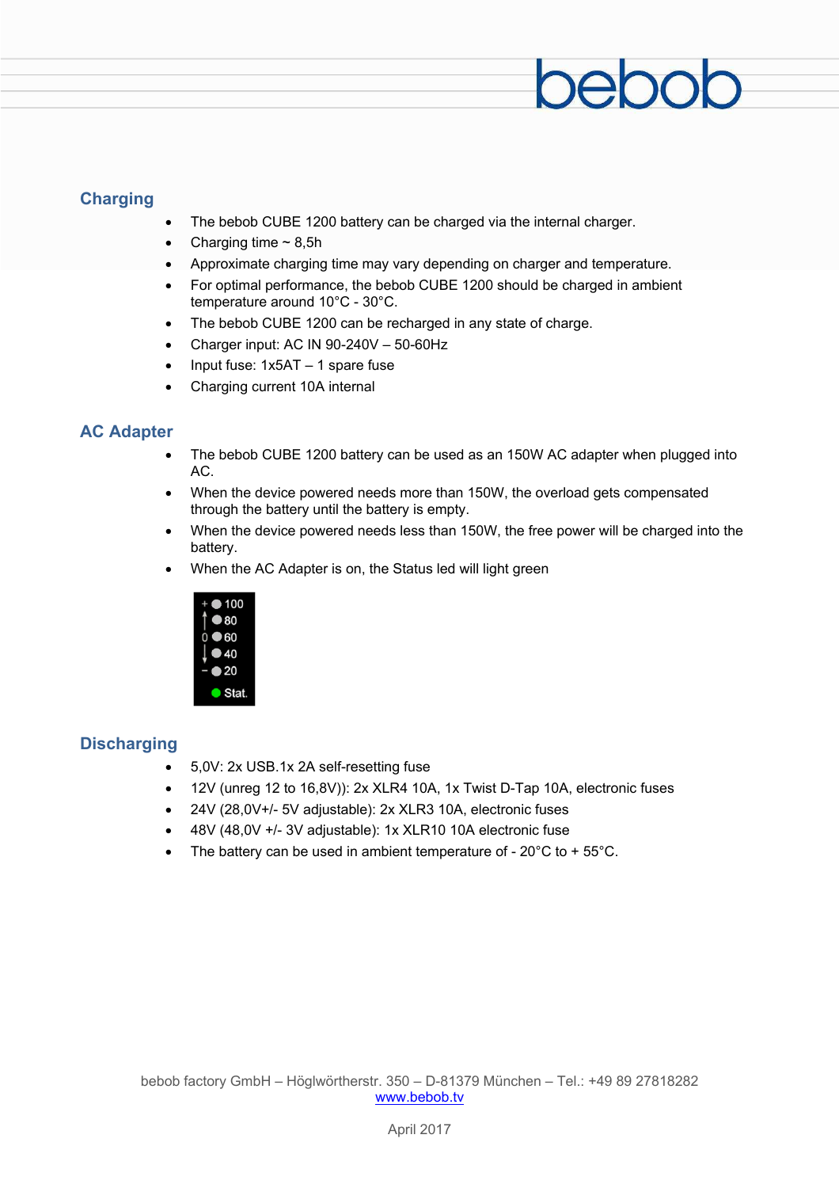## Charging

- The bebob CUBE 1200 battery can be charged via the internal charger.
- Charging time ~ 8,5h
- Approximate charging time may vary depending on charger and temperature.
- For optimal performance, the bebob CUBE 1200 should be charged in ambient temperature around 10°C - 30°C.
- The bebob CUBE 1200 can be recharged in any state of charge.
- Charger input: AC IN 90-240V – 50-60Hz
- Input fuse: 1x5AT – 1 spare fuse
- Charging current 10A internal

## AC Adapter

- The bebob CUBE 1200 battery can be used as an 150W AC adapter when plugged into AC.
- When the device powered needs more than 150W, the overload gets compensated through the battery until the battery is empty.
- When the device powered needs less than 150W, the free power will be charged into the battery.
- When the AC Adapter is on, the Status led will light green

+ 100
80
0 60
40
− 20
Stat.

## Discharging

- 5,0V: 2x USB.1x 2A self-resetting fuse
- 12V (unreg 12 to 16,8V)): 2x XLR4 10A, 1x Twist D-Tap 10A, electronic fuses
- 24V (28,0V+/- 5V adjustable): 2x XLR3 10A, electronic fuses
- 48V (48,0V +/- 3V adjustable): 1x XLR10 10A electronic fuse
- The battery can be used in ambient temperature of - 20°C to + 55°C.

bebob factory GmbH – Höglwörtherstr. 350 – D-81379 München – Tel.: +49 89 27818282
www.bebob.tv

April 2017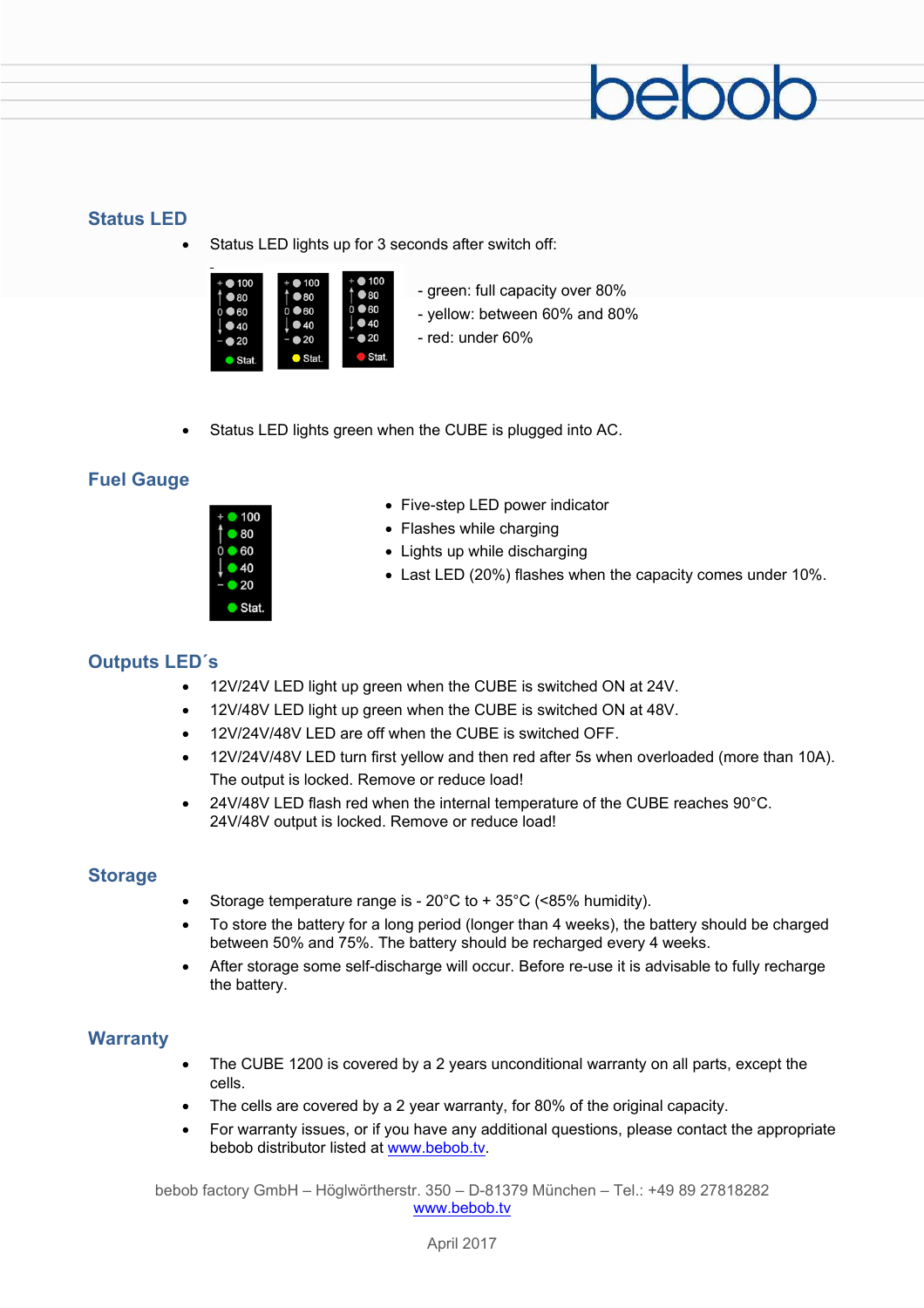## Status LED

- Status LED lights up for 3 seconds after switch off:

- green: full capacity over 80%
- yellow: between 60% and 80%
- red: under 60%

- Status LED lights green when the CUBE is plugged into AC.

## Fuel Gauge

- Five-step LED power indicator
- Flashes while charging
- Lights up while discharging
- Last LED (20%) flashes when the capacity comes under 10%.

## Outputs LED´s

- 12V/24V LED light up green when the CUBE is switched ON at 24V.
- 12V/48V LED light up green when the CUBE is switched ON at 48V.
- 12V/24V/48V LED are off when the CUBE is switched OFF.
- 12V/24V/48V LED turn first yellow and then red after 5s when overloaded (more than 10A). The output is locked. Remove or reduce load!
- 24V/48V LED flash red when the internal temperature of the CUBE reaches 90°C. 24V/48V output is locked. Remove or reduce load!

## Storage

- Storage temperature range is - 20°C to + 35°C (<85% humidity).
- To store the battery for a long period (longer than 4 weeks), the battery should be charged between 50% and 75%. The battery should be recharged every 4 weeks.
- After storage some self-discharge will occur. Before re-use it is advisable to fully recharge the battery.

## Warranty

- The CUBE 1200 is covered by a 2 years unconditional warranty on all parts, except the cells.
- The cells are covered by a 2 year warranty, for 80% of the original capacity.
- For warranty issues, or if you have any additional questions, please contact the appropriate bebob distributor listed at www.bebob.tv.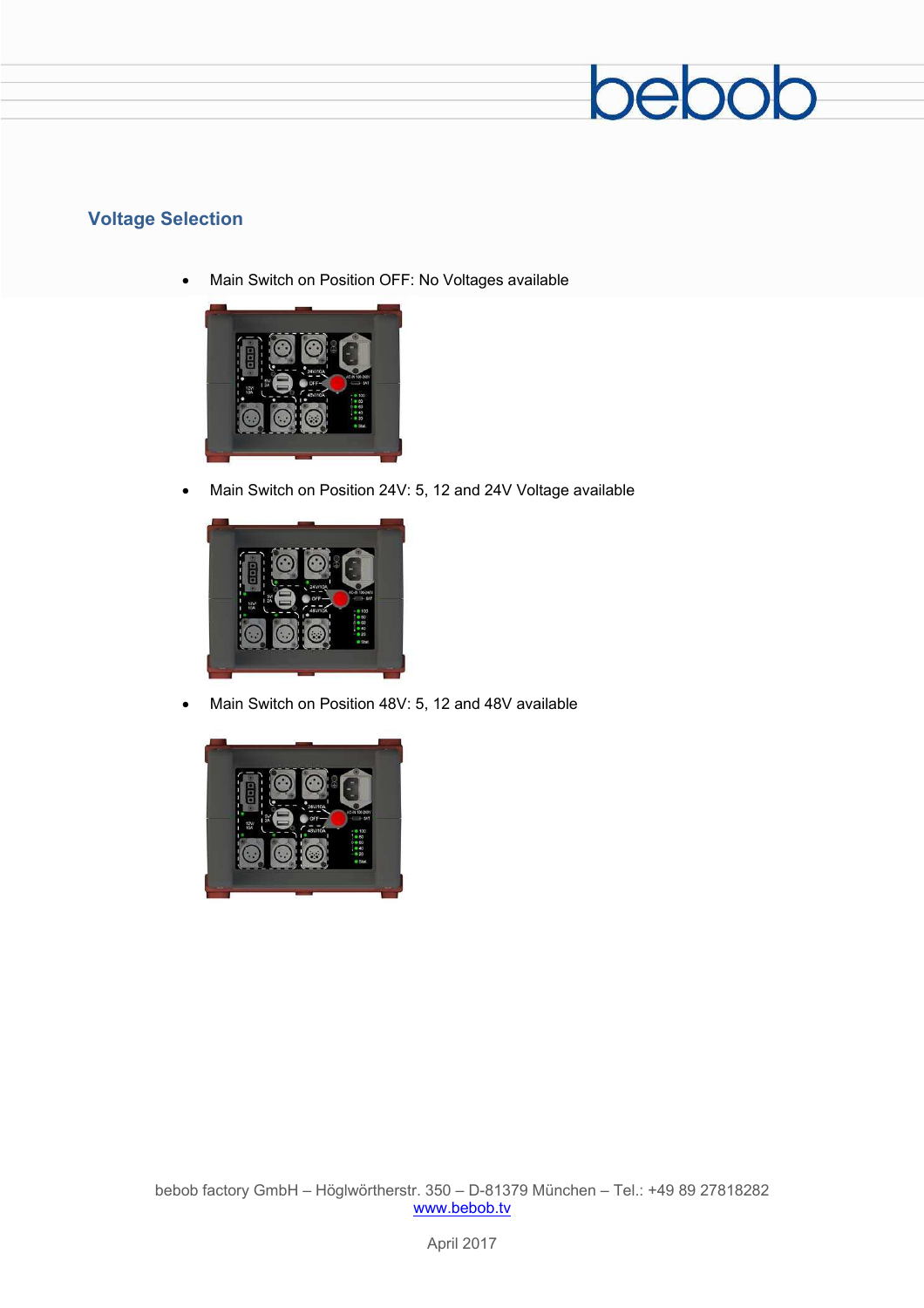## Voltage Selection

- Main Switch on Position OFF: No Voltages available

- Main Switch on Position 24V: 5, 12 and 24V Voltage available

- Main Switch on Position 48V: 5, 12 and 48V available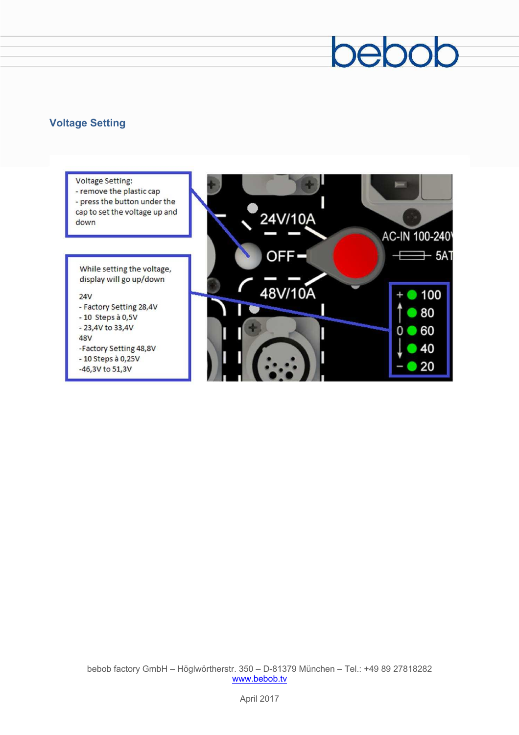## Voltage Setting

Voltage Setting:
- remove the plastic cap
- press the button under the cap to set the voltage up and down

While setting the voltage, display will go up/down

24V
- Factory Setting 28,4V
- 10 Steps à 0,5V
- 23,4V to 33,4V

48V
-Factory Setting 48,8V
- 10 Steps à 0,25V
-46,3V to 51,3V

24V/10A

OFF

48V/10A

AC-IN 100-240V

5AT

+ 100

80

0 60

40

– 20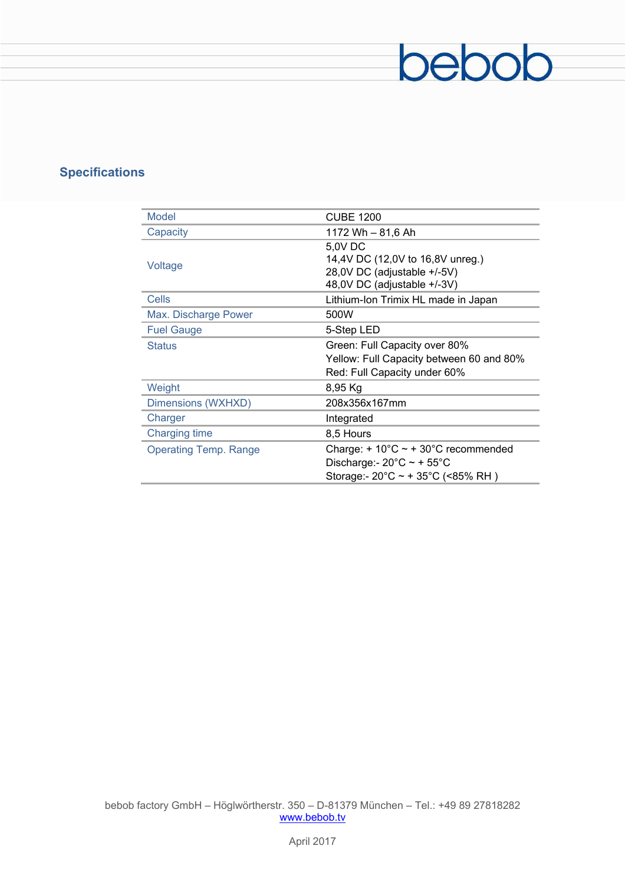## Specifications

| | |
|---|---|
| Model | CUBE 1200 |
| Capacity | 1172 Wh – 81,6 Ah |
| Voltage | 5,0V DC<br>14,4V DC (12,0V to 16,8V unreg.)<br>28,0V DC (adjustable +/-5V)<br>48,0V DC (adjustable +/-3V) |
| Cells | Lithium-Ion Trimix HL made in Japan |
| Max. Discharge Power | 500W |
| Fuel Gauge | 5-Step LED |
| Status | Green: Full Capacity over 80%<br>Yellow: Full Capacity between 60 and 80%<br>Red: Full Capacity under 60% |
| Weight | 8,95 Kg |
| Dimensions (WXHXD) | 208x356x167mm |
| Charger | Integrated |
| Charging time | 8,5 Hours |
| Operating Temp. Range | Charge: + 10°C ~ + 30°C recommended<br>Discharge:- 20°C ~ + 55°C<br>Storage:- 20°C ~ + 35°C (<85% RH ) |

bebob factory GmbH – Höglwörtherstr. 350 – D-81379 München – Tel.: +49 89 27818282
www.bebob.tv

April 2017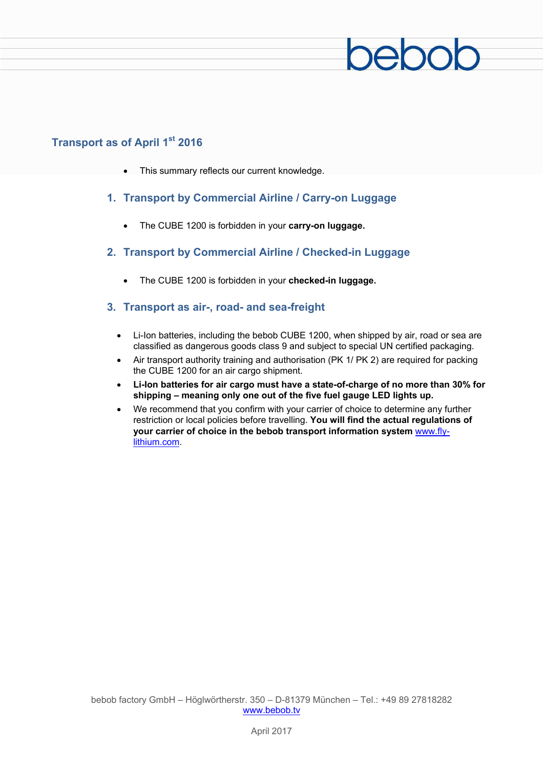## Transport as of April 1st 2016

- This summary reflects our current knowledge.

### 1. Transport by Commercial Airline / Carry-on Luggage

- The CUBE 1200 is forbidden in your **carry-on luggage.**

### 2. Transport by Commercial Airline / Checked-in Luggage

- The CUBE 1200 is forbidden in your **checked-in luggage.**

### 3. Transport as air-, road- and sea-freight

- Li-Ion batteries, including the bebob CUBE 1200, when shipped by air, road or sea are classified as dangerous goods class 9 and subject to special UN certified packaging.
- Air transport authority training and authorisation (PK 1/ PK 2) are required for packing the CUBE 1200 for an air cargo shipment.
- **Li-Ion batteries for air cargo must have a state-of-charge of no more than 30% for shipping – meaning only one out of the five fuel gauge LED lights up.**
- We recommend that you confirm with your carrier of choice to determine any further restriction or local policies before travelling. **You will find the actual regulations of your carrier of choice in the bebob transport information system** www.fly-lithium.com.

bebob factory GmbH – Höglwörtherstr. 350 – D-81379 München – Tel.: +49 89 27818282
www.bebob.tv

April 2017